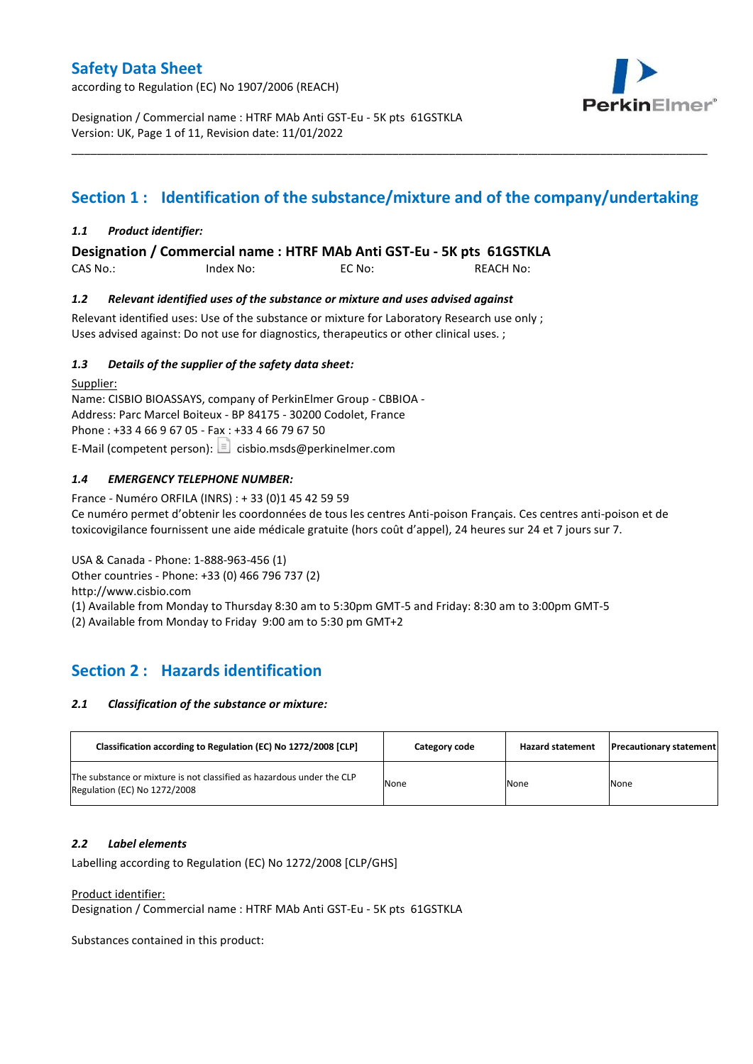# Safety Data Sheet

according to Regulation (EC) No 1907/2006 (REACH)

Designation / Commercial name : HTRF MAb Anti GST-Eu - 5K pts 61GSTKLA
Version: UK, Page 1 of 11, Revision date: 11/01/2022

## Section 1 : Identification of the substance/mixture and of the company/undertaking

### *1.1 Product identifier:*

**Designation / Commercial name : HTRF MAb Anti GST-Eu - 5K pts 61GSTKLA**

CAS No.: Index No: EC No: REACH No:

### *1.2 Relevant identified uses of the substance or mixture and uses advised against*

Relevant identified uses: Use of the substance or mixture for Laboratory Research use only ;
Uses advised against: Do not use for diagnostics, therapeutics or other clinical uses. ;

### *1.3 Details of the supplier of the safety data sheet:*

Supplier:
Name: CISBIO BIOASSAYS, company of PerkinElmer Group - CBBIOA -
Address: Parc Marcel Boiteux - BP 84175 - 30200 Codolet, France
Phone : +33 4 66 9 67 05 - Fax : +33 4 66 79 67 50
E-Mail (competent person): cisbio.msds@perkinelmer.com

### *1.4 EMERGENCY TELEPHONE NUMBER:*

France - Numéro ORFILA (INRS) : + 33 (0)1 45 42 59 59
Ce numéro permet d'obtenir les coordonnées de tous les centres Anti-poison Français. Ces centres anti-poison et de toxicovigilance fournissent une aide médicale gratuite (hors coût d'appel), 24 heures sur 24 et 7 jours sur 7.

USA & Canada - Phone: 1-888-963-456 (1)
Other countries - Phone: +33 (0) 466 796 737 (2)
http://www.cisbio.com
(1) Available from Monday to Thursday 8:30 am to 5:30pm GMT-5 and Friday: 8:30 am to 3:00pm GMT-5
(2) Available from Monday to Friday 9:00 am to 5:30 pm GMT+2

## Section 2 : Hazards identification

### *2.1 Classification of the substance or mixture:*

| Classification according to Regulation (EC) No 1272/2008 [CLP] | Category code | Hazard statement | Precautionary statement |
|---|---|---|---|
| The substance or mixture is not classified as hazardous under the CLP Regulation (EC) No 1272/2008 | None | None | None |

### *2.2 Label elements*

Labelling according to Regulation (EC) No 1272/2008 [CLP/GHS]

Product identifier:
Designation / Commercial name : HTRF MAb Anti GST-Eu - 5K pts 61GSTKLA

Substances contained in this product: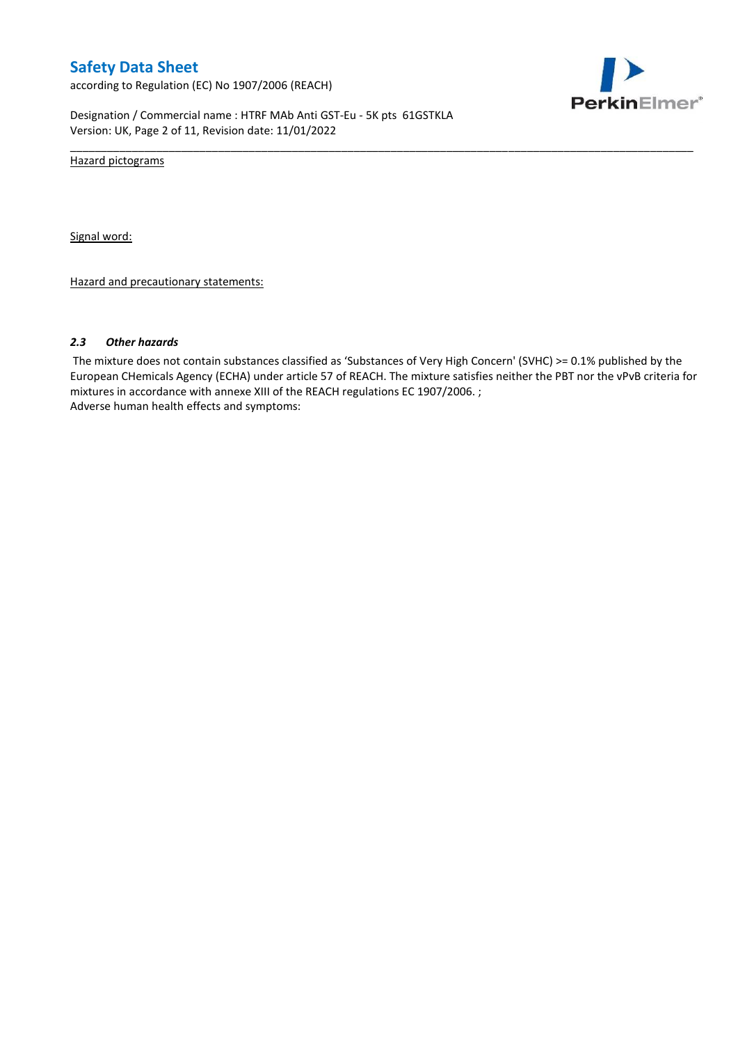Hazard pictograms

Signal word:

Hazard and precautionary statements:

### 2.3 *Other hazards*

The mixture does not contain substances classified as 'Substances of Very High Concern' (SVHC) >= 0.1% published by the European CHemicals Agency (ECHA) under article 57 of REACH. The mixture satisfies neither the PBT nor the vPvB criteria for mixtures in accordance with annexe XIII of the REACH regulations EC 1907/2006. ;
Adverse human health effects and symptoms: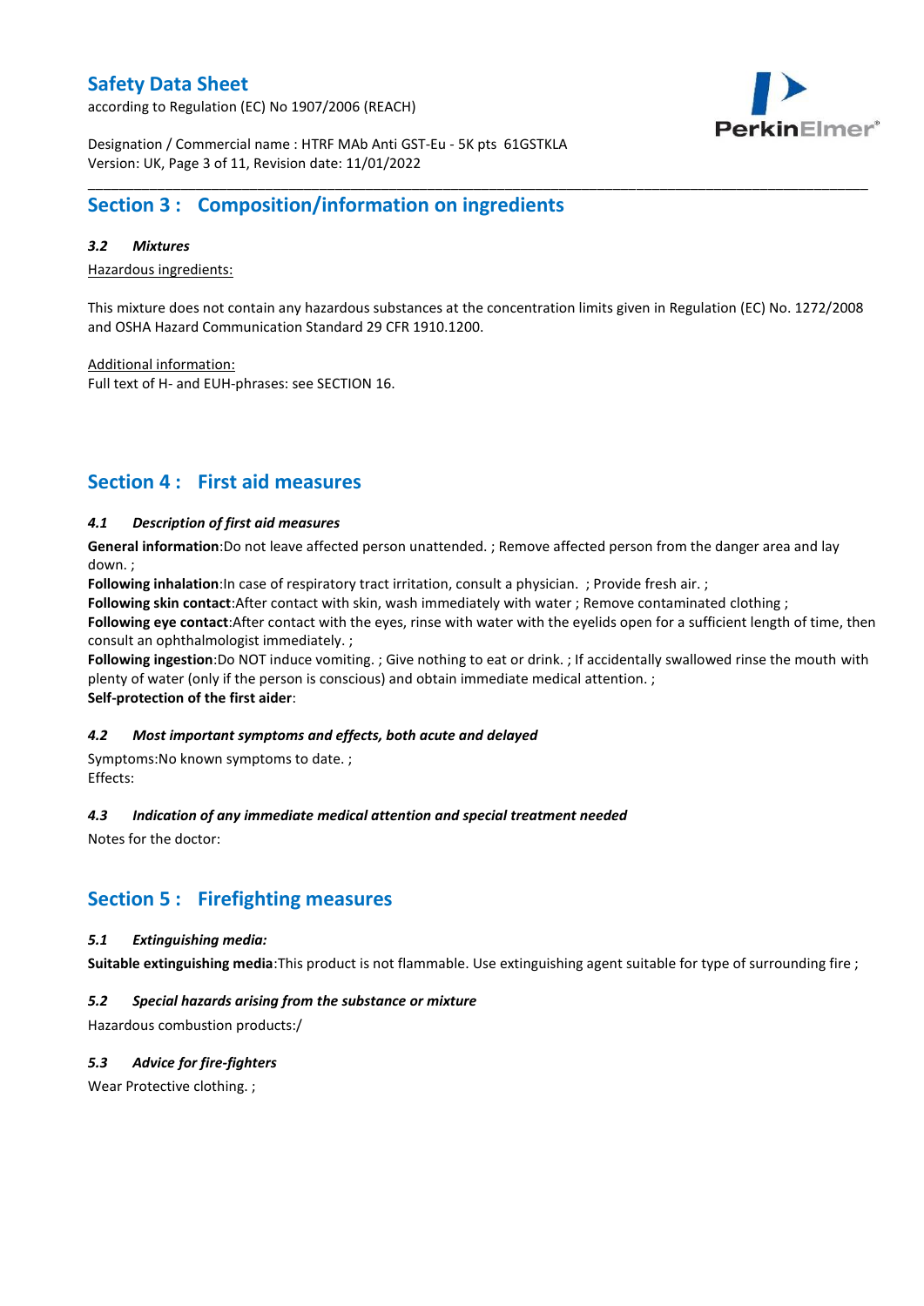## Section 3 : Composition/information on ingredients

### *3.2 Mixtures*

Hazardous ingredients:

This mixture does not contain any hazardous substances at the concentration limits given in Regulation (EC) No. 1272/2008 and OSHA Hazard Communication Standard 29 CFR 1910.1200.

Additional information:
Full text of H- and EUH-phrases: see SECTION 16.

## Section 4 : First aid measures

### *4.1 Description of first aid measures*

**General information**:Do not leave affected person unattended. ; Remove affected person from the danger area and lay down. ;
**Following inhalation**:In case of respiratory tract irritation, consult a physician. ; Provide fresh air. ;
**Following skin contact**:After contact with skin, wash immediately with water ; Remove contaminated clothing ;
**Following eye contact**:After contact with the eyes, rinse with water with the eyelids open for a sufficient length of time, then consult an ophthalmologist immediately. ;
**Following ingestion**:Do NOT induce vomiting. ; Give nothing to eat or drink. ; If accidentally swallowed rinse the mouth with plenty of water (only if the person is conscious) and obtain immediate medical attention. ;
**Self-protection of the first aider**:

### *4.2 Most important symptoms and effects, both acute and delayed*

Symptoms:No known symptoms to date. ;
Effects:

### *4.3 Indication of any immediate medical attention and special treatment needed*

Notes for the doctor:

## Section 5 : Firefighting measures

### *5.1 Extinguishing media:*

**Suitable extinguishing media**:This product is not flammable. Use extinguishing agent suitable for type of surrounding fire ;

### *5.2 Special hazards arising from the substance or mixture*

Hazardous combustion products:/

### *5.3 Advice for fire-fighters*

Wear Protective clothing. ;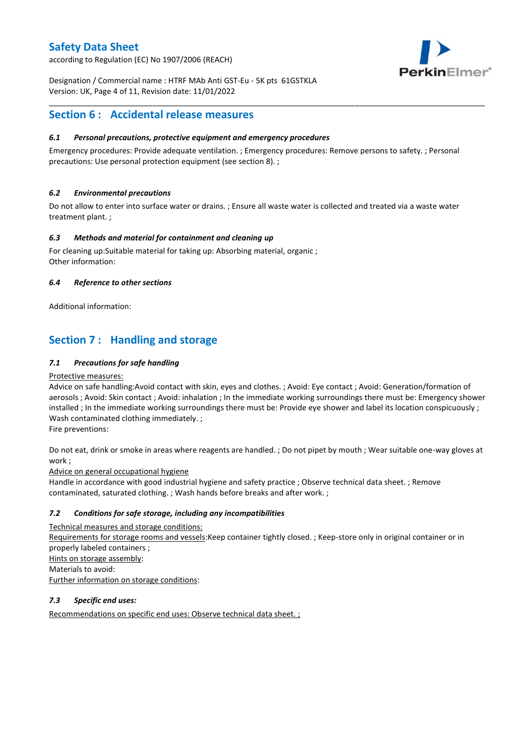## Section 6 : Accidental release measures

### *6.1 Personal precautions, protective equipment and emergency procedures*

Emergency procedures: Provide adequate ventilation. ; Emergency procedures: Remove persons to safety. ; Personal precautions: Use personal protection equipment (see section 8). ;

### *6.2 Environmental precautions*

Do not allow to enter into surface water or drains. ; Ensure all waste water is collected and treated via a waste water treatment plant. ;

### *6.3 Methods and material for containment and cleaning up*

For cleaning up:Suitable material for taking up: Absorbing material, organic ;
Other information:

### *6.4 Reference to other sections*

Additional information:

## Section 7 : Handling and storage

### *7.1 Precautions for safe handling*

Protective measures:
Advice on safe handling:Avoid contact with skin, eyes and clothes. ; Avoid: Eye contact ; Avoid: Generation/formation of aerosols ; Avoid: Skin contact ; Avoid: inhalation ; In the immediate working surroundings there must be: Emergency shower installed ; In the immediate working surroundings there must be: Provide eye shower and label its location conspicuously ; Wash contaminated clothing immediately. ;
Fire preventions:

Do not eat, drink or smoke in areas where reagents are handled. ; Do not pipet by mouth ; Wear suitable one-way gloves at work ;
Advice on general occupational hygiene
Handle in accordance with good industrial hygiene and safety practice ; Observe technical data sheet. ; Remove contaminated, saturated clothing. ; Wash hands before breaks and after work. ;

### *7.2 Conditions for safe storage, including any incompatibilities*

Technical measures and storage conditions:
Requirements for storage rooms and vessels:Keep container tightly closed. ; Keep-store only in original container or in properly labeled containers ;
Hints on storage assembly:
Materials to avoid:
Further information on storage conditions:

### *7.3 Specific end uses:*

Recommendations on specific end uses: Observe technical data sheet. ;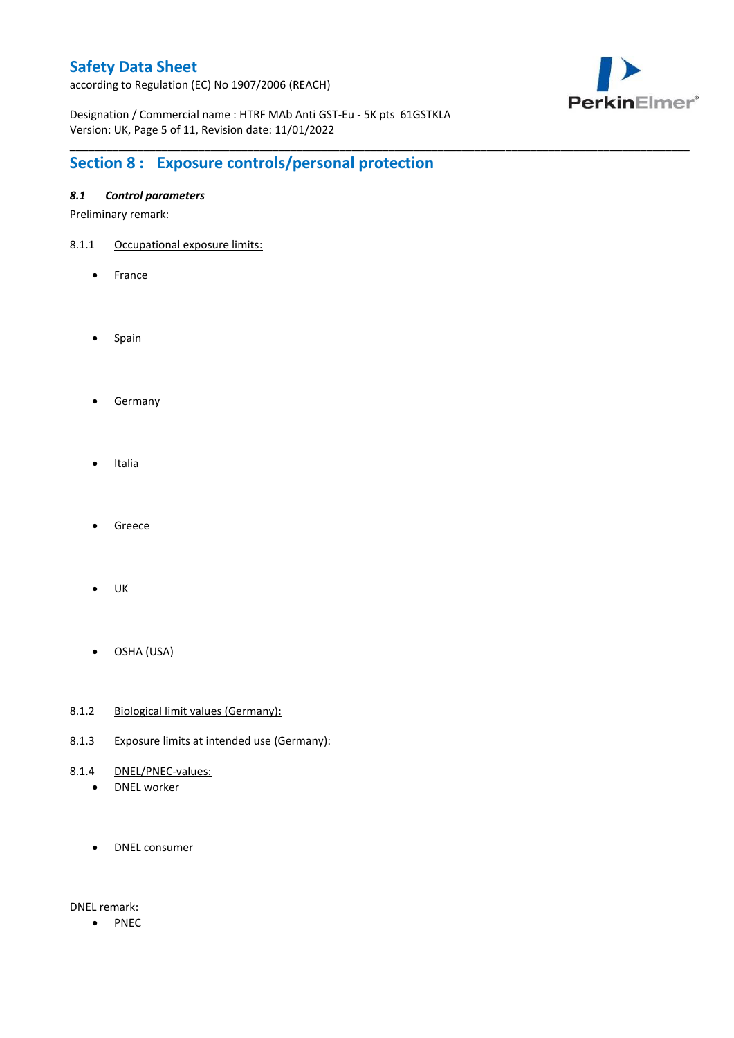## Section 8 : Exposure controls/personal protection

### *8.1 Control parameters*

Preliminary remark:

8.1.1 Occupational exposure limits:

- France
- Spain
- Germany
- Italia
- Greece
- UK
- OSHA (USA)

8.1.2 Biological limit values (Germany):

8.1.3 Exposure limits at intended use (Germany):

8.1.4 DNEL/PNEC-values:

- DNEL worker
- DNEL consumer

DNEL remark:

- PNEC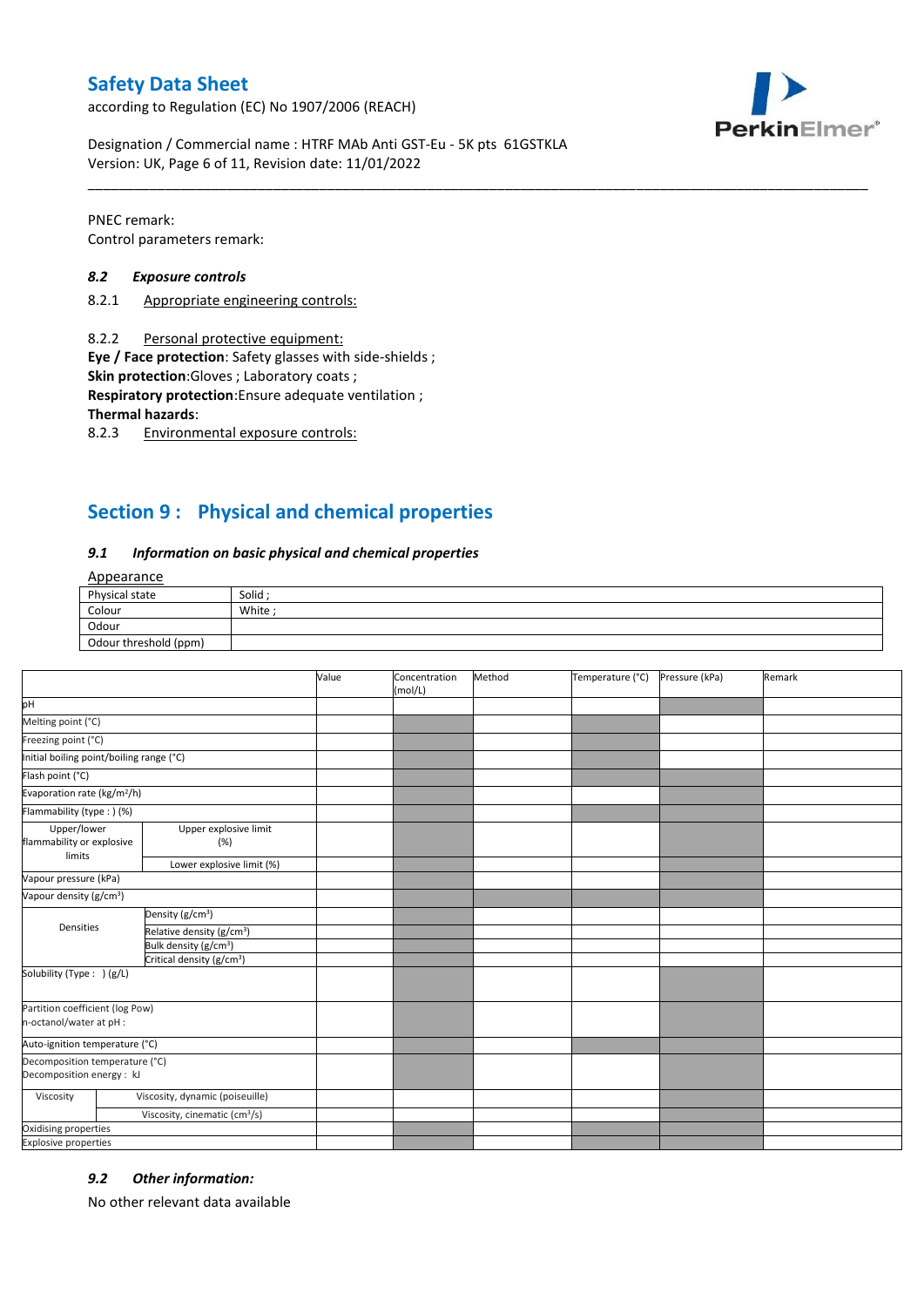PNEC remark:
Control parameters remark:

### 8.2 *Exposure controls*

8.2.1 Appropriate engineering controls:

8.2.2 Personal protective equipment:
**Eye / Face protection**: Safety glasses with side-shields ;
**Skin protection**:Gloves ; Laboratory coats ;
**Respiratory protection**:Ensure adequate ventilation ;
**Thermal hazards**:
8.2.3 Environmental exposure controls:

## Section 9 : Physical and chemical properties

### 9.1 *Information on basic physical and chemical properties*

Appearance

| Physical state | Solid ; |
|---|---|
| Colour | White ; |
| Odour | |
| Odour threshold (ppm) | |

| | | Value | Concentration (mol/L) | Method | Temperature (°C) | Pressure (kPa) | Remark |
|---|---|---|---|---|---|---|---|
| pH | | | | | | | |
| Melting point (°C) | | | | | | | |
| Freezing point (°C) | | | | | | | |
| Initial boiling point/boiling range (°C) | | | | | | | |
| Flash point (°C) | | | | | | | |
| Evaporation rate (kg/m²/h) | | | | | | | |
| Flammability (type : ) (%) | | | | | | | |
| Upper/lower flammability or explosive limits | Upper explosive limit (%) | | | | | | |
| | Lower explosive limit (%) | | | | | | |
| Vapour pressure (kPa) | | | | | | | |
| Vapour density (g/cm³) | | | | | | | |
| Densities | Density (g/cm³) | | | | | | |
| | Relative density (g/cm³) | | | | | | |
| | Bulk density (g/cm³) | | | | | | |
| | Critical density (g/cm³) | | | | | | |
| Solubility (Type : ) (g/L) | | | | | | | |
| Partition coefficient (log Pow) n-octanol/water at pH : | | | | | | | |
| Auto-ignition temperature (°C) | | | | | | | |
| Decomposition temperature (°C) Decomposition energy : kJ | | | | | | | |
| Viscosity | Viscosity, dynamic (poiseuille) | | | | | | |
| | Viscosity, cinematic (cm³/s) | | | | | | |
| Oxidising properties | | | | | | | |
| Explosive properties | | | | | | | |

### 9.2 *Other information:*

No other relevant data available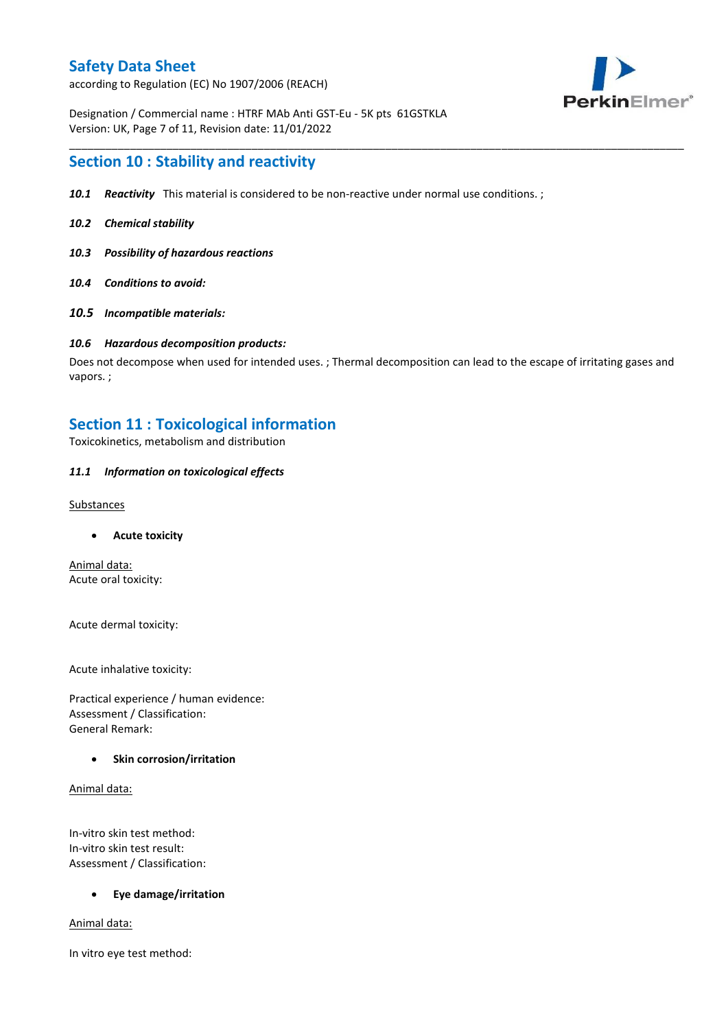## Section 10 : Stability and reactivity

***10.1 Reactivity*** This material is considered to be non-reactive under normal use conditions. ;

***10.2 Chemical stability***

***10.3 Possibility of hazardous reactions***

***10.4 Conditions to avoid:***

***10.5 Incompatible materials:***

***10.6 Hazardous decomposition products:***

Does not decompose when used for intended uses. ; Thermal decomposition can lead to the escape of irritating gases and vapors. ;

## Section 11 : Toxicological information

Toxicokinetics, metabolism and distribution

***11.1 Information on toxicological effects***

Substances

- **Acute toxicity**

Animal data:
Acute oral toxicity:

Acute dermal toxicity:

Acute inhalative toxicity:

Practical experience / human evidence:
Assessment / Classification:
General Remark:

- **Skin corrosion/irritation**

Animal data:

In-vitro skin test method:
In-vitro skin test result:
Assessment / Classification:

- **Eye damage/irritation**

Animal data:

In vitro eye test method: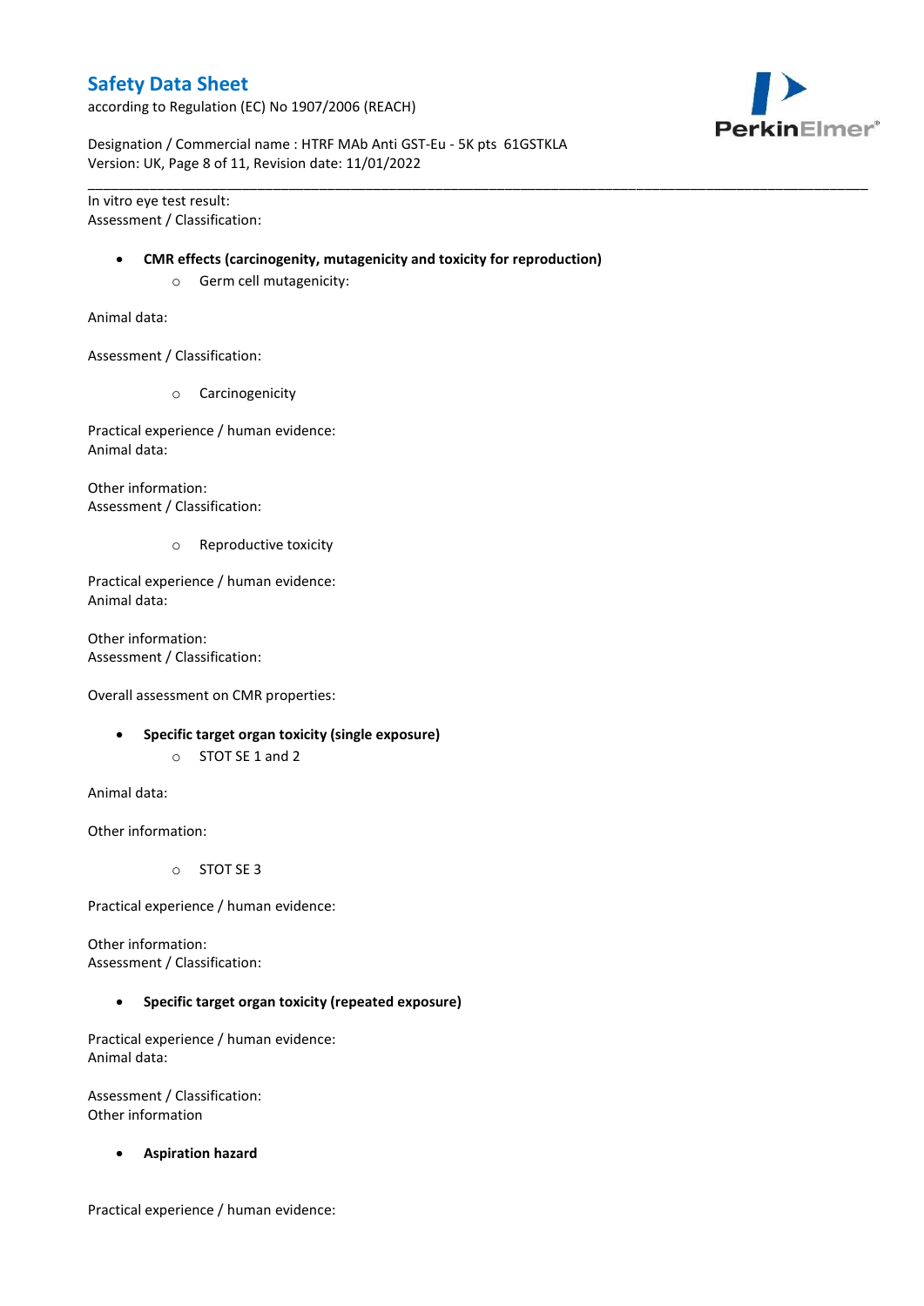In vitro eye test result:
Assessment / Classification:

- **CMR effects (carcinogenity, mutagenicity and toxicity for reproduction)**
    - Germ cell mutagenicity:

Animal data:

Assessment / Classification:

- Carcinogenicity

Practical experience / human evidence:
Animal data:

Other information:
Assessment / Classification:

- Reproductive toxicity

Practical experience / human evidence:
Animal data:

Other information:
Assessment / Classification:

Overall assessment on CMR properties:

- **Specific target organ toxicity (single exposure)**
    - STOT SE 1 and 2

Animal data:

Other information:

- STOT SE 3

Practical experience / human evidence:

Other information:
Assessment / Classification:

- **Specific target organ toxicity (repeated exposure)**

Practical experience / human evidence:
Animal data:

Assessment / Classification:
Other information

- **Aspiration hazard**

Practical experience / human evidence: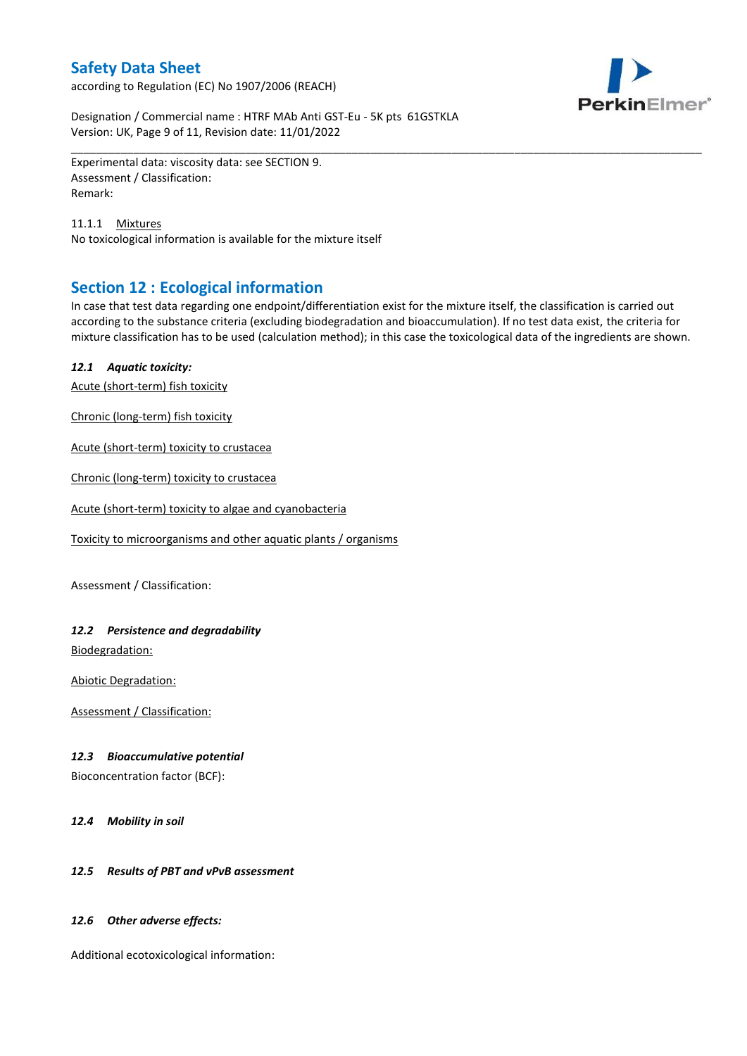Experimental data: viscosity data: see SECTION 9.
Assessment / Classification:
Remark:

11.1.1 Mixtures
No toxicological information is available for the mixture itself

## Section 12 : Ecological information

In case that test data regarding one endpoint/differentiation exist for the mixture itself, the classification is carried out according to the substance criteria (excluding biodegradation and bioaccumulation). If no test data exist, the criteria for mixture classification has to be used (calculation method); in this case the toxicological data of the ingredients are shown.

### *12.1 Aquatic toxicity:*

Acute (short-term) fish toxicity

Chronic (long-term) fish toxicity

Acute (short-term) toxicity to crustacea

Chronic (long-term) toxicity to crustacea

Acute (short-term) toxicity to algae and cyanobacteria

Toxicity to microorganisms and other aquatic plants / organisms

Assessment / Classification:

### *12.2 Persistence and degradability*

Biodegradation:

Abiotic Degradation:

Assessment / Classification:

### *12.3 Bioaccumulative potential*

Bioconcentration factor (BCF):

### *12.4 Mobility in soil*

### *12.5 Results of PBT and vPvB assessment*

### *12.6 Other adverse effects:*

Additional ecotoxicological information: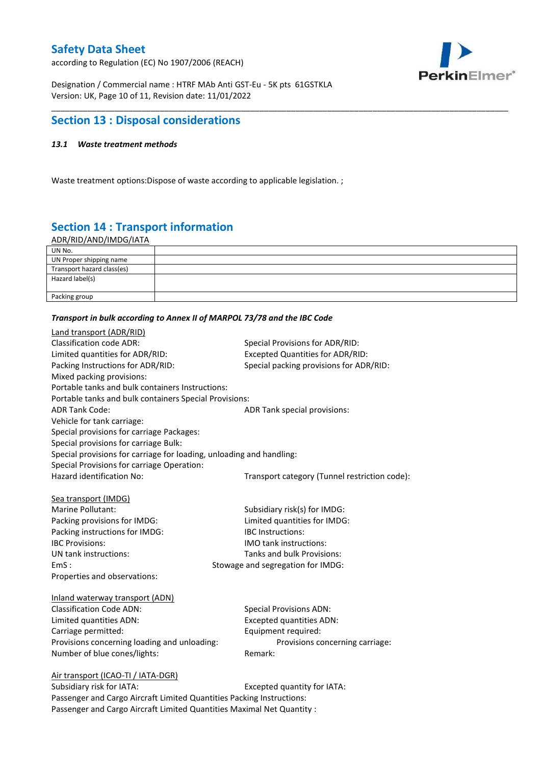## Section 13 : Disposal considerations

**_13.1 Waste treatment methods_**

Waste treatment options:Dispose of waste according to applicable legislation. ;

## Section 14 : Transport information

ADR/RID/AND/IMDG/IATA

| UN No. | |
|---|---|
| UN Proper shipping name | |
| Transport hazard class(es) | |
| Hazard label(s) | |
| Packing group | |

***Transport in bulk according to Annex II of MARPOL 73/78 and the IBC Code***

Land transport (ADR/RID)

Classification code ADR:
Special Provisions for ADR/RID:
Limited quantities for ADR/RID:
Excepted Quantities for ADR/RID:
Packing Instructions for ADR/RID:
Special packing provisions for ADR/RID:
Mixed packing provisions:
Portable tanks and bulk containers Instructions:
Portable tanks and bulk containers Special Provisions:
ADR Tank Code:
ADR Tank special provisions:
Vehicle for tank carriage:
Special provisions for carriage Packages:
Special provisions for carriage Bulk:
Special provisions for carriage for loading, unloading and handling:
Special Provisions for carriage Operation:
Hazard identification No:
Transport category (Tunnel restriction code):

Sea transport (IMDG)

Marine Pollutant:
Subsidiary risk(s) for IMDG:
Packing provisions for IMDG:
Limited quantities for IMDG:
Packing instructions for IMDG:
IBC Instructions:
IBC Provisions:
IMO tank instructions:
UN tank instructions:
Tanks and bulk Provisions:
EmS :
Stowage and segregation for IMDG:
Properties and observations:

Inland waterway transport (ADN)

Classification Code ADN:
Special Provisions ADN:
Limited quantities ADN:
Excepted quantities ADN:
Carriage permitted:
Equipment required:
Provisions concerning loading and unloading:
Provisions concerning carriage:
Number of blue cones/lights:
Remark:

Air transport (ICAO-TI / IATA-DGR)

Subsidiary risk for IATA:
Excepted quantity for IATA:
Passenger and Cargo Aircraft Limited Quantities Packing Instructions:
Passenger and Cargo Aircraft Limited Quantities Maximal Net Quantity :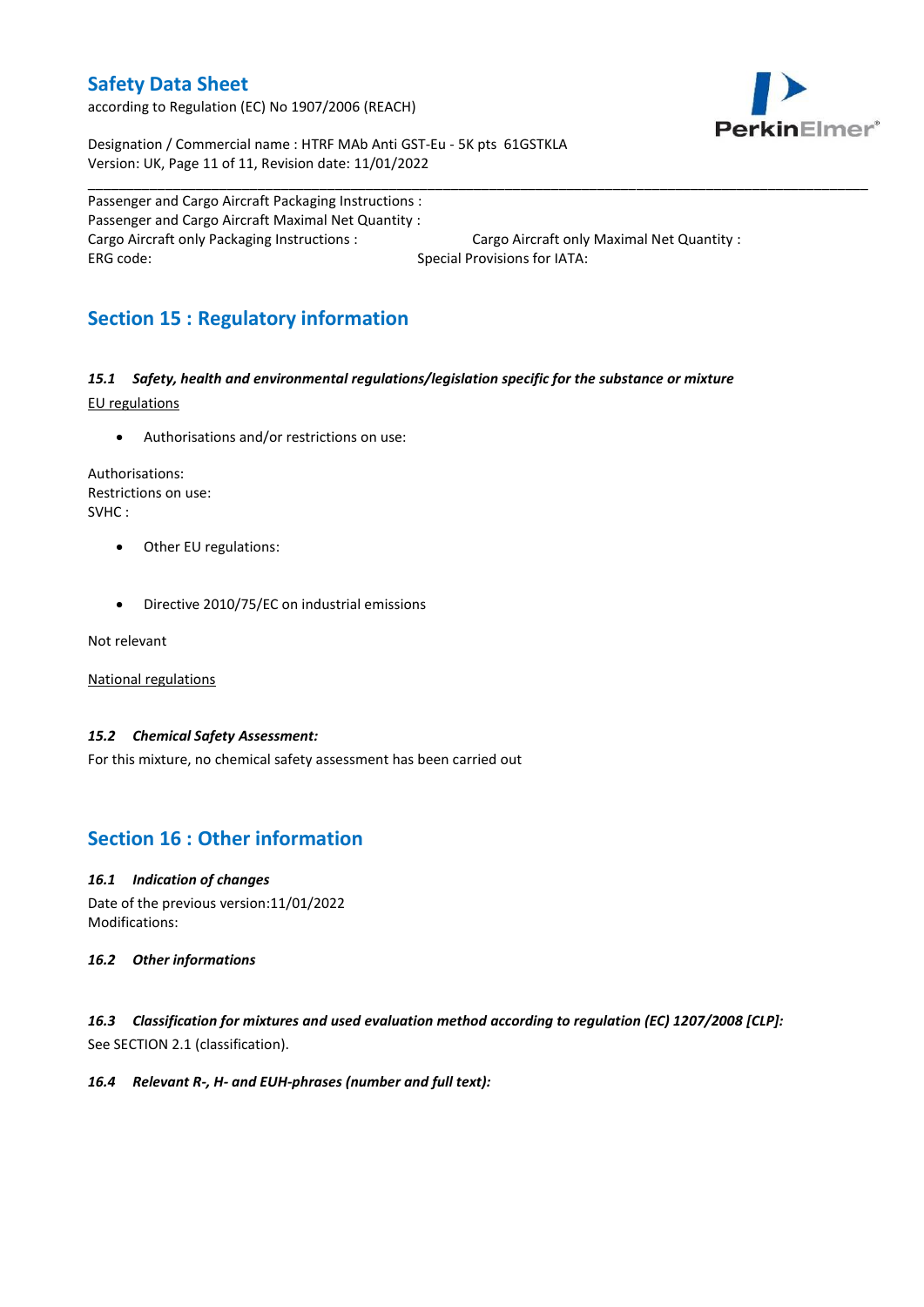Passenger and Cargo Aircraft Packaging Instructions :
Passenger and Cargo Aircraft Maximal Net Quantity :
Cargo Aircraft only Packaging Instructions : Cargo Aircraft only Maximal Net Quantity :
ERG code: Special Provisions for IATA:

## Section 15 : Regulatory information

### *15.1 Safety, health and environmental regulations/legislation specific for the substance or mixture*

EU regulations

- Authorisations and/or restrictions on use:

Authorisations:
Restrictions on use:
SVHC :

- Other EU regulations:

- Directive 2010/75/EC on industrial emissions

Not relevant

National regulations

### *15.2 Chemical Safety Assessment:*

For this mixture, no chemical safety assessment has been carried out

## Section 16 : Other information

### *16.1 Indication of changes*

Date of the previous version:11/01/2022
Modifications:

### *16.2 Other informations*

### *16.3 Classification for mixtures and used evaluation method according to regulation (EC) 1207/2008 [CLP]:*

See SECTION 2.1 (classification).

### *16.4 Relevant R-, H- and EUH-phrases (number and full text):*